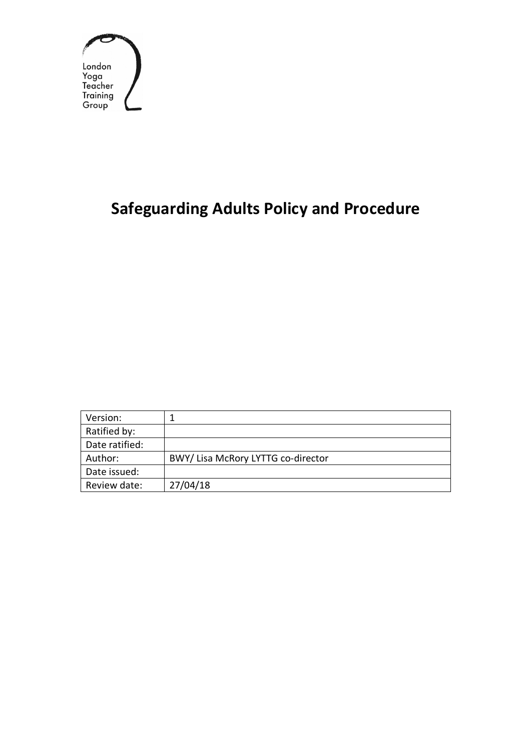London
Yoga
Teacher
Training
Group

# Safeguarding Adults Policy and Procedure

| Version: | 1 |
|---|---|
| Ratified by: | |
| Date ratified: | |
| Author: | BWY/ Lisa McRory LYTTG co-director |
| Date issued: | |
| Review date: | 27/04/18 |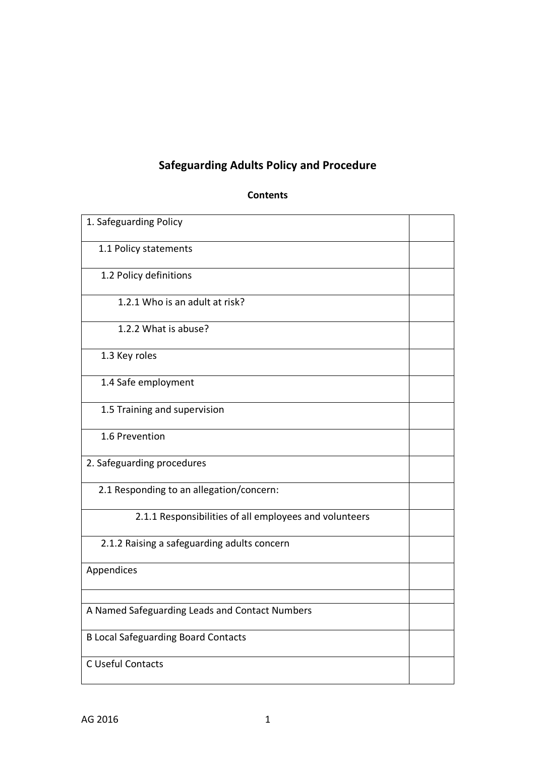# Safeguarding Adults Policy and Procedure

**Contents**

| | |
|---|---|
| 1. Safeguarding Policy | |
| 1.1 Policy statements | |
| 1.2 Policy definitions | |
| 1.2.1 Who is an adult at risk? | |
| 1.2.2 What is abuse? | |
| 1.3 Key roles | |
| 1.4 Safe employment | |
| 1.5 Training and supervision | |
| 1.6 Prevention | |
| 2. Safeguarding procedures | |
| 2.1 Responding to an allegation/concern: | |
| 2.1.1 Responsibilities of all employees and volunteers | |
| 2.1.2 Raising a safeguarding adults concern | |
| Appendices | |
| | |
| A Named Safeguarding Leads and Contact Numbers | |
| B Local Safeguarding Board Contacts | |
| C Useful Contacts | |

AG 2016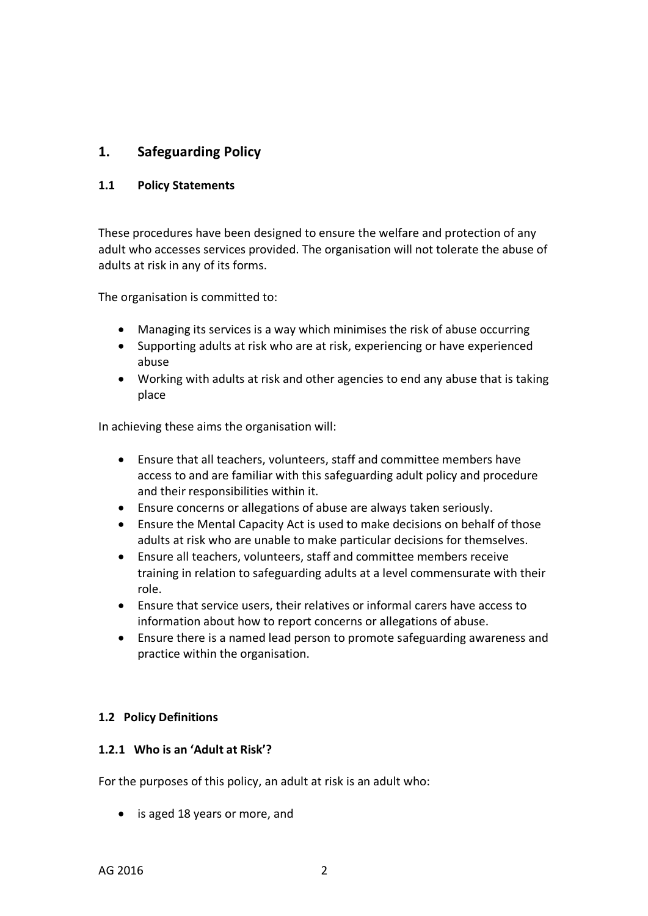# 1. Safeguarding Policy

## 1.1 Policy Statements

These procedures have been designed to ensure the welfare and protection of any adult who accesses services provided. The organisation will not tolerate the abuse of adults at risk in any of its forms.

The organisation is committed to:

- Managing its services is a way which minimises the risk of abuse occurring
- Supporting adults at risk who are at risk, experiencing or have experienced abuse
- Working with adults at risk and other agencies to end any abuse that is taking place

In achieving these aims the organisation will:

- Ensure that all teachers, volunteers, staff and committee members have access to and are familiar with this safeguarding adult policy and procedure and their responsibilities within it.
- Ensure concerns or allegations of abuse are always taken seriously.
- Ensure the Mental Capacity Act is used to make decisions on behalf of those adults at risk who are unable to make particular decisions for themselves.
- Ensure all teachers, volunteers, staff and committee members receive training in relation to safeguarding adults at a level commensurate with their role.
- Ensure that service users, their relatives or informal carers have access to information about how to report concerns or allegations of abuse.
- Ensure there is a named lead person to promote safeguarding awareness and practice within the organisation.

## 1.2 Policy Definitions

### 1.2.1 Who is an 'Adult at Risk'?

For the purposes of this policy, an adult at risk is an adult who:

- is aged 18 years or more, and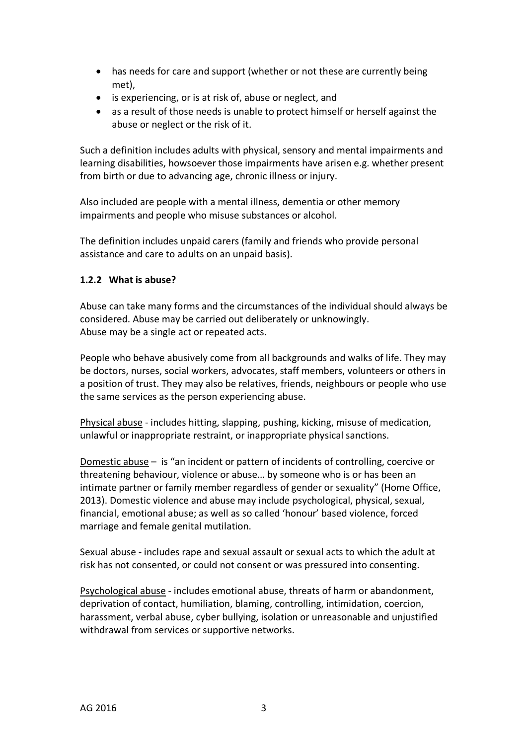- has needs for care and support (whether or not these are currently being met),
- is experiencing, or is at risk of, abuse or neglect, and
- as a result of those needs is unable to protect himself or herself against the abuse or neglect or the risk of it.

Such a definition includes adults with physical, sensory and mental impairments and learning disabilities, howsoever those impairments have arisen e.g. whether present from birth or due to advancing age, chronic illness or injury.

Also included are people with a mental illness, dementia or other memory impairments and people who misuse substances or alcohol.

The definition includes unpaid carers (family and friends who provide personal assistance and care to adults on an unpaid basis).

### 1.2.2 What is abuse?

Abuse can take many forms and the circumstances of the individual should always be considered. Abuse may be carried out deliberately or unknowingly.
Abuse may be a single act or repeated acts.

People who behave abusively come from all backgrounds and walks of life. They may be doctors, nurses, social workers, advocates, staff members, volunteers or others in a position of trust. They may also be relatives, friends, neighbours or people who use the same services as the person experiencing abuse.

<u>Physical abuse</u> - includes hitting, slapping, pushing, kicking, misuse of medication, unlawful or inappropriate restraint, or inappropriate physical sanctions.

<u>Domestic abuse</u> – is "an incident or pattern of incidents of controlling, coercive or threatening behaviour, violence or abuse… by someone who is or has been an intimate partner or family member regardless of gender or sexuality" (Home Office, 2013). Domestic violence and abuse may include psychological, physical, sexual, financial, emotional abuse; as well as so called 'honour' based violence, forced marriage and female genital mutilation.

<u>Sexual abuse</u> - includes rape and sexual assault or sexual acts to which the adult at risk has not consented, or could not consent or was pressured into consenting.

<u>Psychological abuse</u> - includes emotional abuse, threats of harm or abandonment, deprivation of contact, humiliation, blaming, controlling, intimidation, coercion, harassment, verbal abuse, cyber bullying, isolation or unreasonable and unjustified withdrawal from services or supportive networks.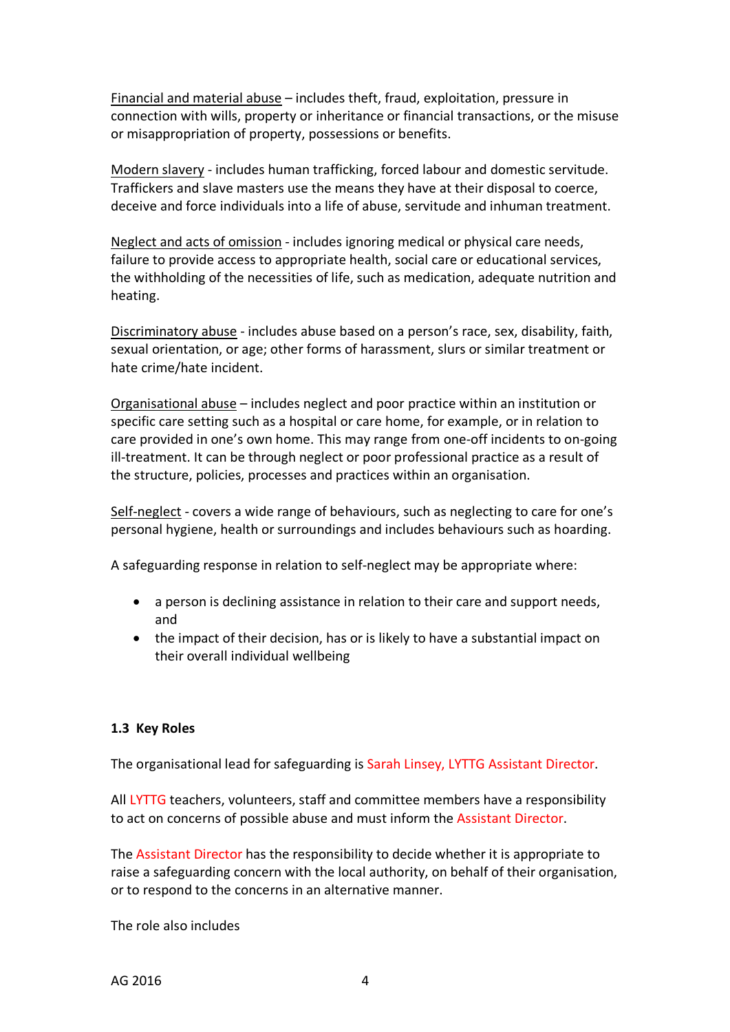Financial and material abuse – includes theft, fraud, exploitation, pressure in connection with wills, property or inheritance or financial transactions, or the misuse or misappropriation of property, possessions or benefits.

Modern slavery - includes human trafficking, forced labour and domestic servitude. Traffickers and slave masters use the means they have at their disposal to coerce, deceive and force individuals into a life of abuse, servitude and inhuman treatment.

Neglect and acts of omission - includes ignoring medical or physical care needs, failure to provide access to appropriate health, social care or educational services, the withholding of the necessities of life, such as medication, adequate nutrition and heating.

Discriminatory abuse - includes abuse based on a person's race, sex, disability, faith, sexual orientation, or age; other forms of harassment, slurs or similar treatment or hate crime/hate incident.

Organisational abuse – includes neglect and poor practice within an institution or specific care setting such as a hospital or care home, for example, or in relation to care provided in one's own home. This may range from one-off incidents to on-going ill-treatment. It can be through neglect or poor professional practice as a result of the structure, policies, processes and practices within an organisation.

Self-neglect - covers a wide range of behaviours, such as neglecting to care for one's personal hygiene, health or surroundings and includes behaviours such as hoarding.

A safeguarding response in relation to self-neglect may be appropriate where:

- a person is declining assistance in relation to their care and support needs, and
- the impact of their decision, has or is likely to have a substantial impact on their overall individual wellbeing

### 1.3 Key Roles

The organisational lead for safeguarding is Sarah Linsey, LYTTG Assistant Director.

All LYTTG teachers, volunteers, staff and committee members have a responsibility to act on concerns of possible abuse and must inform the Assistant Director.

The Assistant Director has the responsibility to decide whether it is appropriate to raise a safeguarding concern with the local authority, on behalf of their organisation, or to respond to the concerns in an alternative manner.

The role also includes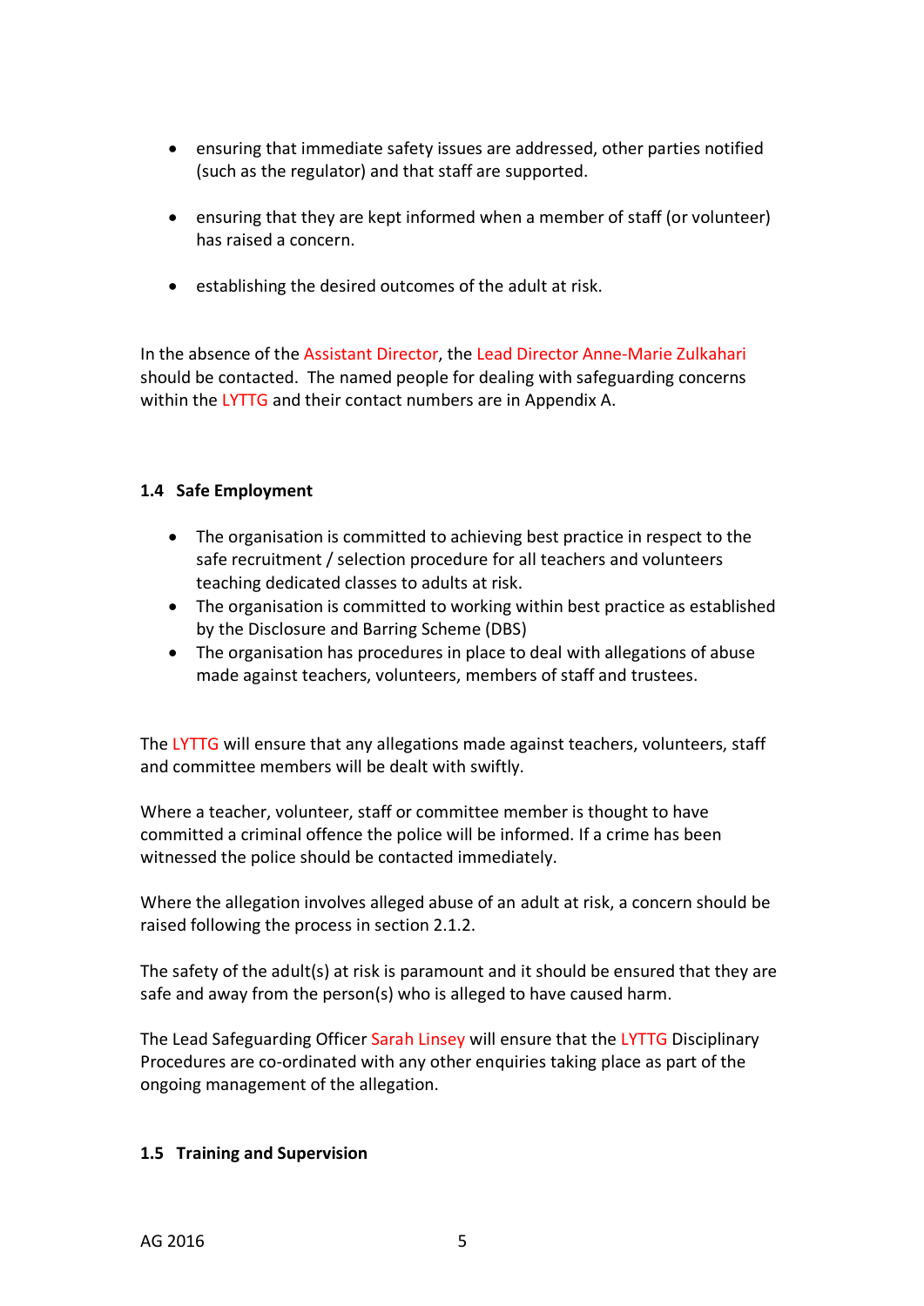- ensuring that immediate safety issues are addressed, other parties notified (such as the regulator) and that staff are supported.
- ensuring that they are kept informed when a member of staff (or volunteer) has raised a concern.
- establishing the desired outcomes of the adult at risk.

In the absence of the Assistant Director, the Lead Director Anne-Marie Zulkahari should be contacted. The named people for dealing with safeguarding concerns within the LYTTG and their contact numbers are in Appendix A.

### 1.4 Safe Employment

- The organisation is committed to achieving best practice in respect to the safe recruitment / selection procedure for all teachers and volunteers teaching dedicated classes to adults at risk.
- The organisation is committed to working within best practice as established by the Disclosure and Barring Scheme (DBS)
- The organisation has procedures in place to deal with allegations of abuse made against teachers, volunteers, members of staff and trustees.

The LYTTG will ensure that any allegations made against teachers, volunteers, staff and committee members will be dealt with swiftly.

Where a teacher, volunteer, staff or committee member is thought to have committed a criminal offence the police will be informed. If a crime has been witnessed the police should be contacted immediately.

Where the allegation involves alleged abuse of an adult at risk, a concern should be raised following the process in section 2.1.2.

The safety of the adult(s) at risk is paramount and it should be ensured that they are safe and away from the person(s) who is alleged to have caused harm.

The Lead Safeguarding Officer Sarah Linsey will ensure that the LYTTG Disciplinary Procedures are co-ordinated with any other enquiries taking place as part of the ongoing management of the allegation.

### 1.5 Training and Supervision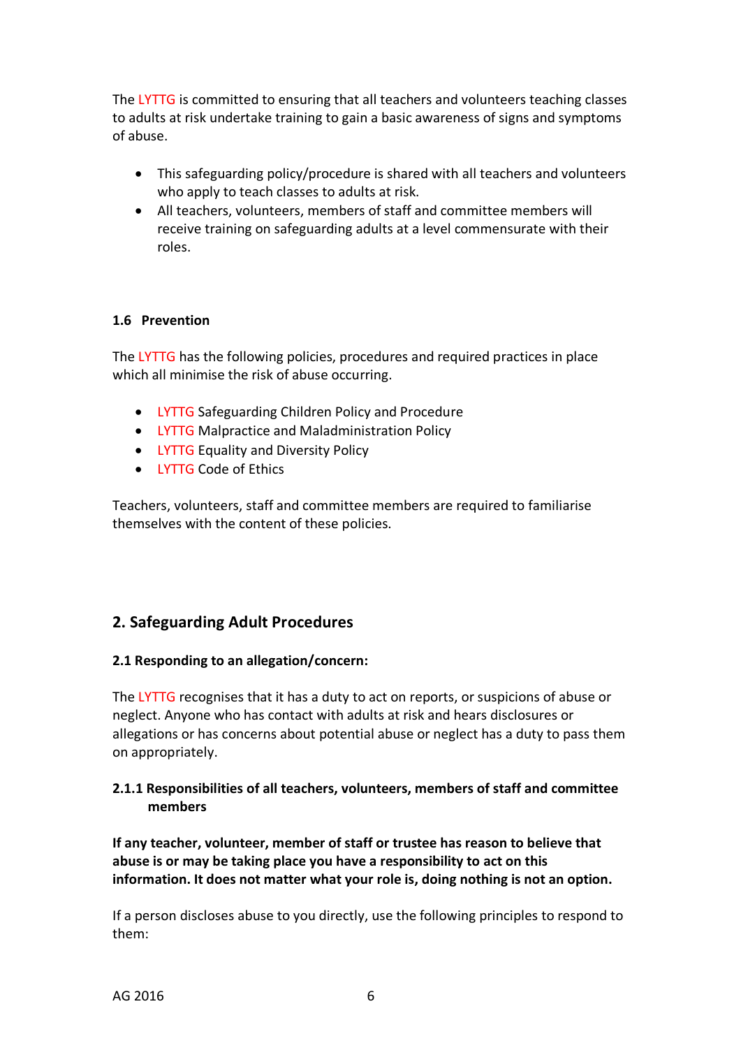The LYTTG is committed to ensuring that all teachers and volunteers teaching classes to adults at risk undertake training to gain a basic awareness of signs and symptoms of abuse.

- This safeguarding policy/procedure is shared with all teachers and volunteers who apply to teach classes to adults at risk.
- All teachers, volunteers, members of staff and committee members will receive training on safeguarding adults at a level commensurate with their roles.

### 1.6 Prevention

The LYTTG has the following policies, procedures and required practices in place which all minimise the risk of abuse occurring.

- LYTTG Safeguarding Children Policy and Procedure
- LYTTG Malpractice and Maladministration Policy
- LYTTG Equality and Diversity Policy
- LYTTG Code of Ethics

Teachers, volunteers, staff and committee members are required to familiarise themselves with the content of these policies.

## 2. Safeguarding Adult Procedures

### 2.1 Responding to an allegation/concern:

The LYTTG recognises that it has a duty to act on reports, or suspicions of abuse or neglect. Anyone who has contact with adults at risk and hears disclosures or allegations or has concerns about potential abuse or neglect has a duty to pass them on appropriately.

#### 2.1.1 Responsibilities of all teachers, volunteers, members of staff and committee members

**If any teacher, volunteer, member of staff or trustee has reason to believe that abuse is or may be taking place you have a responsibility to act on this information. It does not matter what your role is, doing nothing is not an option.**

If a person discloses abuse to you directly, use the following principles to respond to them: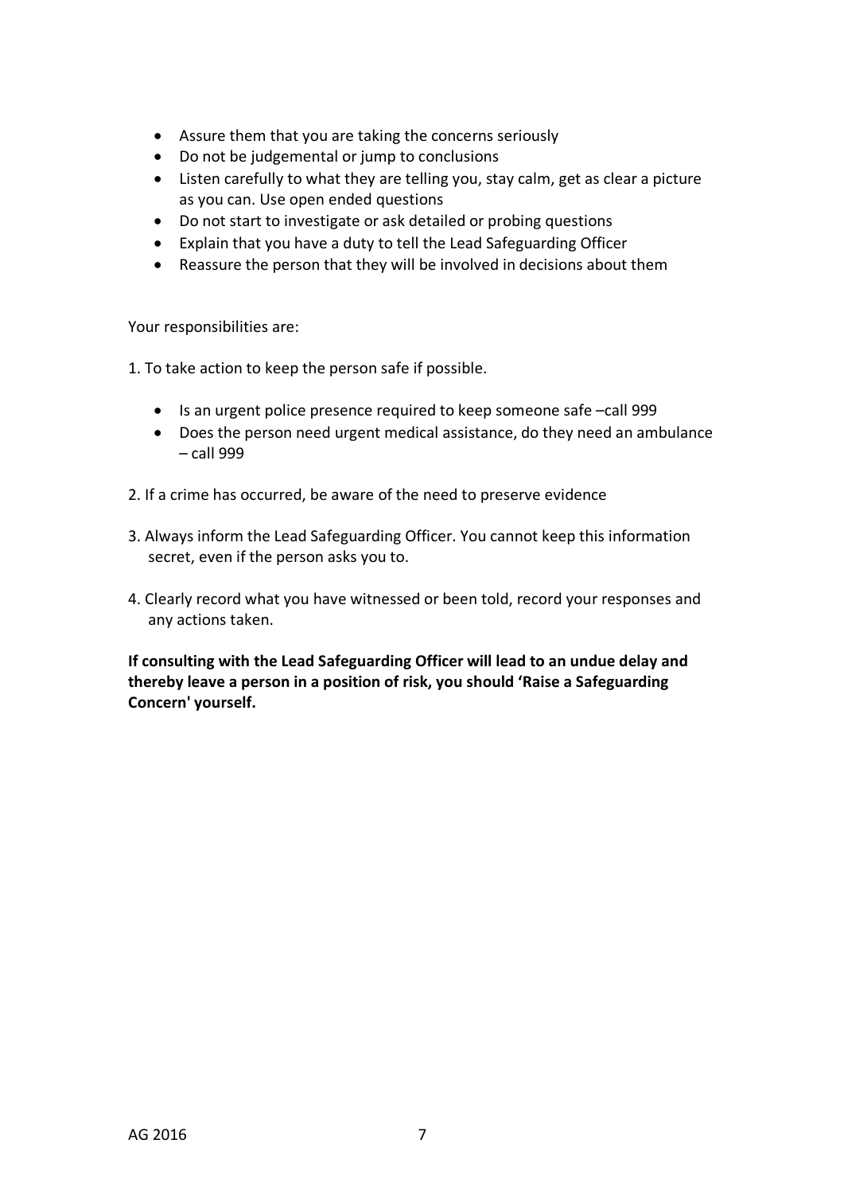- Assure them that you are taking the concerns seriously
- Do not be judgemental or jump to conclusions
- Listen carefully to what they are telling you, stay calm, get as clear a picture as you can. Use open ended questions
- Do not start to investigate or ask detailed or probing questions
- Explain that you have a duty to tell the Lead Safeguarding Officer
- Reassure the person that they will be involved in decisions about them

Your responsibilities are:

1. To take action to keep the person safe if possible.
    - Is an urgent police presence required to keep someone safe –call 999
    - Does the person need urgent medical assistance, do they need an ambulance – call 999
2. If a crime has occurred, be aware of the need to preserve evidence
3. Always inform the Lead Safeguarding Officer. You cannot keep this information secret, even if the person asks you to.
4. Clearly record what you have witnessed or been told, record your responses and any actions taken.

**If consulting with the Lead Safeguarding Officer will lead to an undue delay and thereby leave a person in a position of risk, you should 'Raise a Safeguarding Concern' yourself.**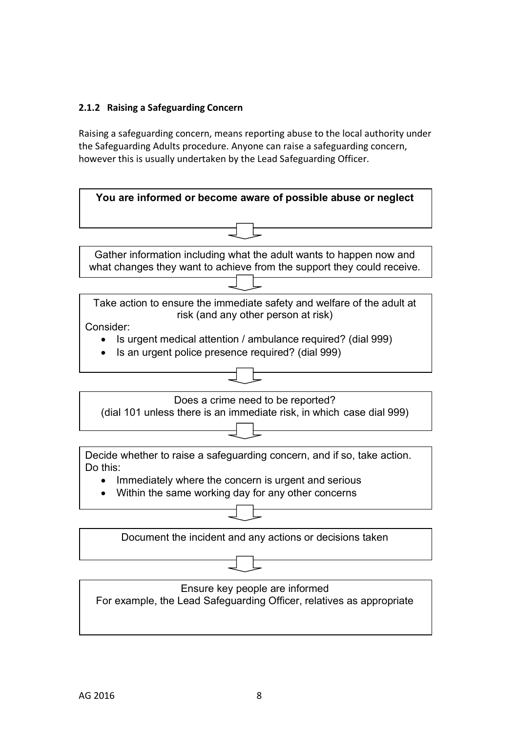### 2.1.2 Raising a Safeguarding Concern

Raising a safeguarding concern, means reporting abuse to the local authority under the Safeguarding Adults procedure. Anyone can raise a safeguarding concern, however this is usually undertaken by the Lead Safeguarding Officer.

**You are informed or become aware of possible abuse or neglect**

↓

Gather information including what the adult wants to happen now and what changes they want to achieve from the support they could receive.

↓

Take action to ensure the immediate safety and welfare of the adult at risk (and any other person at risk)

Consider:

- Is urgent medical attention / ambulance required? (dial 999)
- Is an urgent police presence required? (dial 999)

↓

Does a crime need to be reported?
(dial 101 unless there is an immediate risk, in which case dial 999)

↓

Decide whether to raise a safeguarding concern, and if so, take action. Do this:

- Immediately where the concern is urgent and serious
- Within the same working day for any other concerns

↓

Document the incident and any actions or decisions taken

↓

Ensure key people are informed
For example, the Lead Safeguarding Officer, relatives as appropriate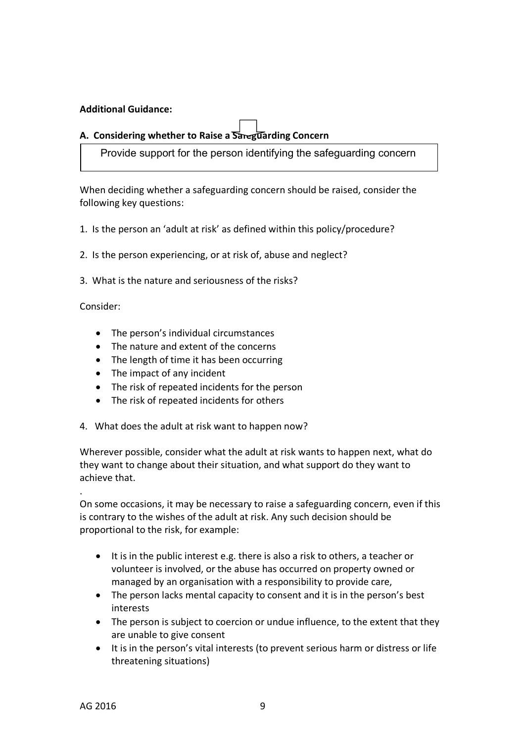**Additional Guidance:**

**A. Considering whether to Raise a Safeguarding Concern**

Provide support for the person identifying the safeguarding concern

When deciding whether a safeguarding concern should be raised, consider the following key questions:

1. Is the person an 'adult at risk' as defined within this policy/procedure?

2. Is the person experiencing, or at risk of, abuse and neglect?

3. What is the nature and seriousness of the risks?

Consider:

- The person's individual circumstances
- The nature and extent of the concerns
- The length of time it has been occurring
- The impact of any incident
- The risk of repeated incidents for the person
- The risk of repeated incidents for others

4. What does the adult at risk want to happen now?

Wherever possible, consider what the adult at risk wants to happen next, what do they want to change about their situation, and what support do they want to achieve that.

.
On some occasions, it may be necessary to raise a safeguarding concern, even if this is contrary to the wishes of the adult at risk. Any such decision should be proportional to the risk, for example:

- It is in the public interest e.g. there is also a risk to others, a teacher or volunteer is involved, or the abuse has occurred on property owned or managed by an organisation with a responsibility to provide care,
- The person lacks mental capacity to consent and it is in the person's best interests
- The person is subject to coercion or undue influence, to the extent that they are unable to give consent
- It is in the person's vital interests (to prevent serious harm or distress or life threatening situations)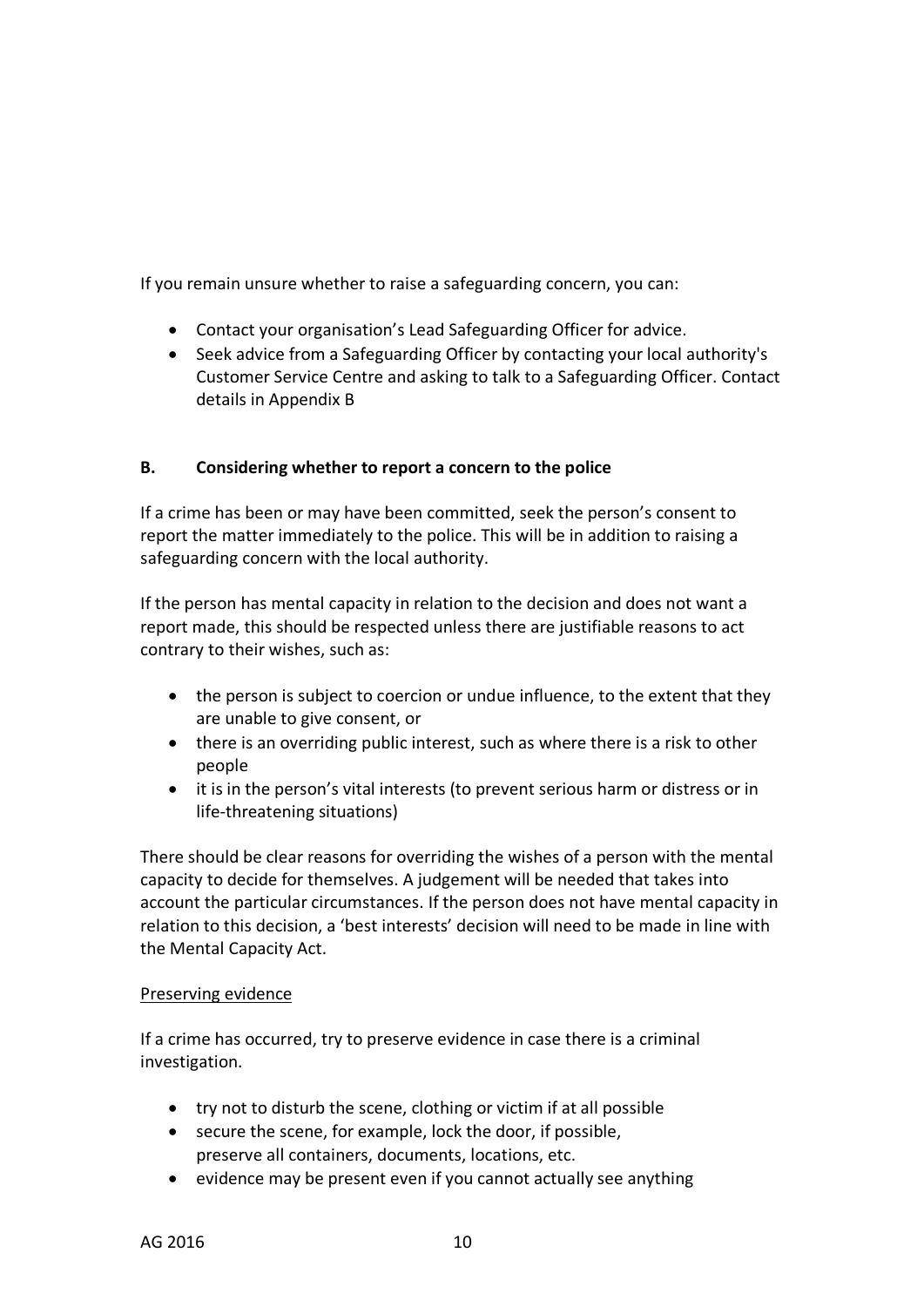If you remain unsure whether to raise a safeguarding concern, you can:

- Contact your organisation's Lead Safeguarding Officer for advice.
- Seek advice from a Safeguarding Officer by contacting your local authority's Customer Service Centre and asking to talk to a Safeguarding Officer. Contact details in Appendix B

## B. Considering whether to report a concern to the police

If a crime has been or may have been committed, seek the person's consent to report the matter immediately to the police. This will be in addition to raising a safeguarding concern with the local authority.

If the person has mental capacity in relation to the decision and does not want a report made, this should be respected unless there are justifiable reasons to act contrary to their wishes, such as:

- the person is subject to coercion or undue influence, to the extent that they are unable to give consent, or
- there is an overriding public interest, such as where there is a risk to other people
- it is in the person's vital interests (to prevent serious harm or distress or in life-threatening situations)

There should be clear reasons for overriding the wishes of a person with the mental capacity to decide for themselves. A judgement will be needed that takes into account the particular circumstances. If the person does not have mental capacity in relation to this decision, a 'best interests' decision will need to be made in line with the Mental Capacity Act.

Preserving evidence

If a crime has occurred, try to preserve evidence in case there is a criminal investigation.

- try not to disturb the scene, clothing or victim if at all possible
- secure the scene, for example, lock the door, if possible, preserve all containers, documents, locations, etc.
- evidence may be present even if you cannot actually see anything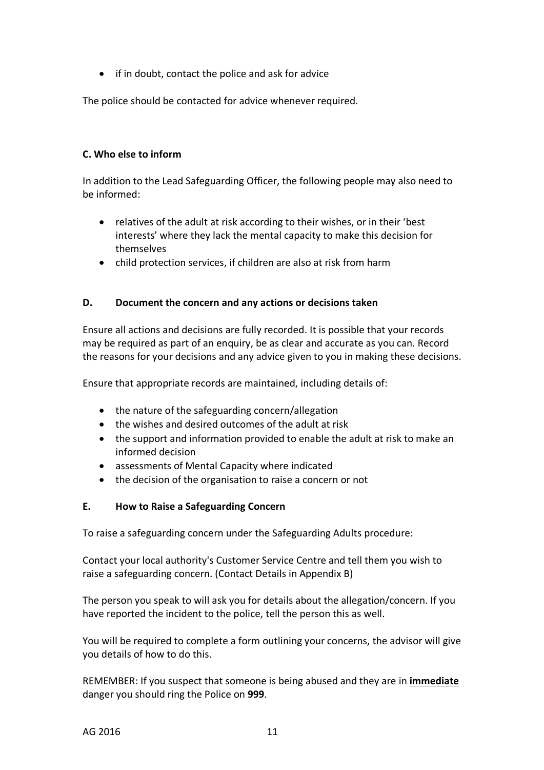- if in doubt, contact the police and ask for advice

The police should be contacted for advice whenever required.

### C. Who else to inform

In addition to the Lead Safeguarding Officer, the following people may also need to be informed:

- relatives of the adult at risk according to their wishes, or in their 'best interests' where they lack the mental capacity to make this decision for themselves
- child protection services, if children are also at risk from harm

### D. Document the concern and any actions or decisions taken

Ensure all actions and decisions are fully recorded. It is possible that your records may be required as part of an enquiry, be as clear and accurate as you can. Record the reasons for your decisions and any advice given to you in making these decisions.

Ensure that appropriate records are maintained, including details of:

- the nature of the safeguarding concern/allegation
- the wishes and desired outcomes of the adult at risk
- the support and information provided to enable the adult at risk to make an informed decision
- assessments of Mental Capacity where indicated
- the decision of the organisation to raise a concern or not

### E. How to Raise a Safeguarding Concern

To raise a safeguarding concern under the Safeguarding Adults procedure:

Contact your local authority's Customer Service Centre and tell them you wish to raise a safeguarding concern. (Contact Details in Appendix B)

The person you speak to will ask you for details about the allegation/concern. If you have reported the incident to the police, tell the person this as well.

You will be required to complete a form outlining your concerns, the advisor will give you details of how to do this.

REMEMBER: If you suspect that someone is being abused and they are in **immediate** danger you should ring the Police on **999**.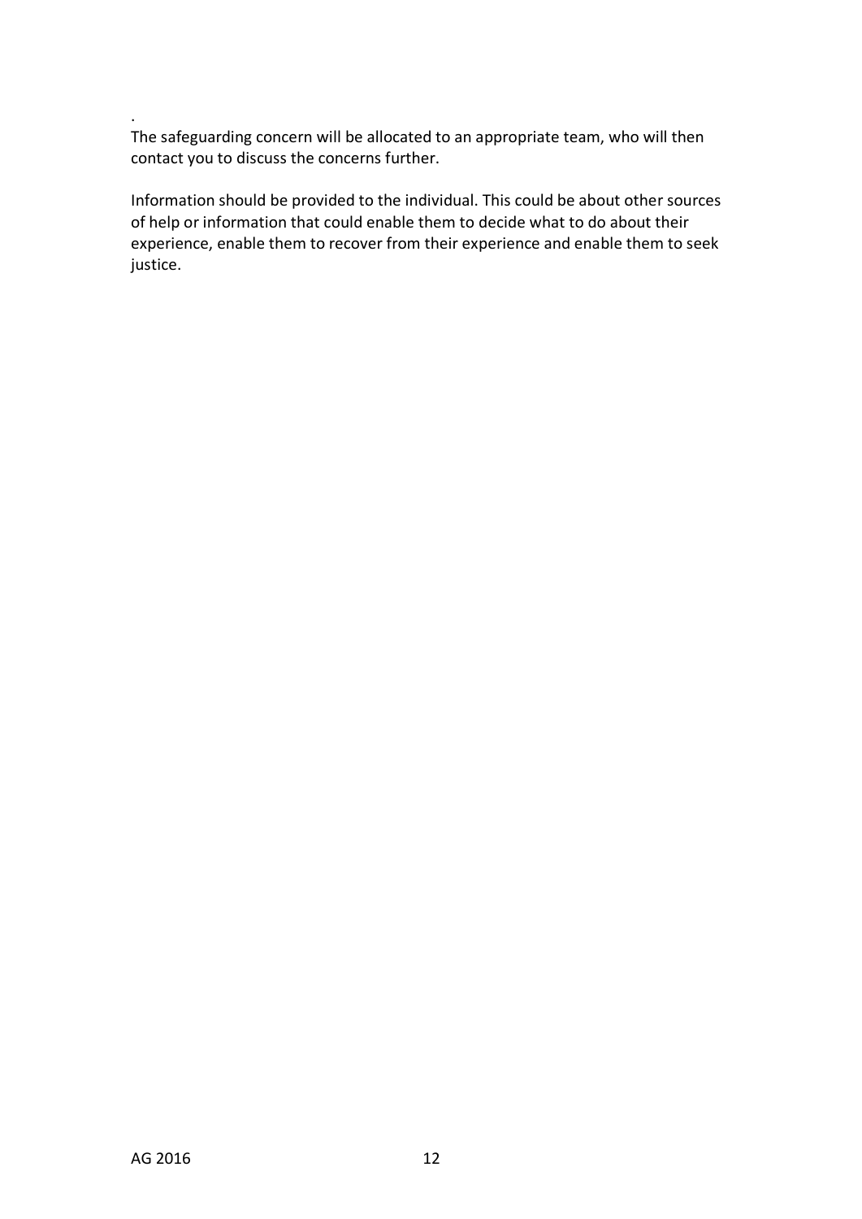.
The safeguarding concern will be allocated to an appropriate team, who will then contact you to discuss the concerns further.

Information should be provided to the individual. This could be about other sources of help or information that could enable them to decide what to do about their experience, enable them to recover from their experience and enable them to seek justice.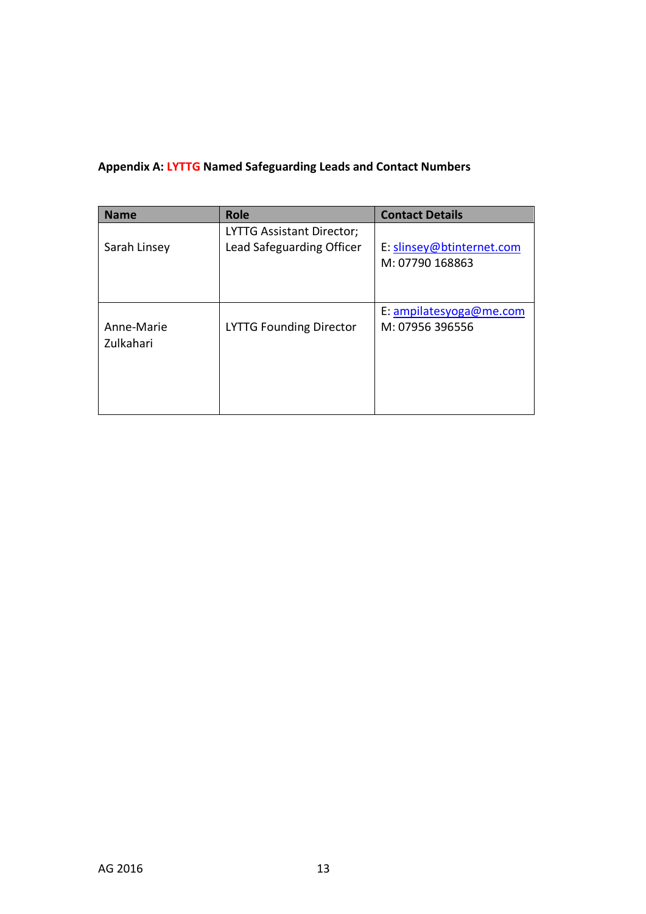**Appendix A: LYTTG Named Safeguarding Leads and Contact Numbers**

| Name | Role | Contact Details |
|---|---|---|
| Sarah Linsey | LYTTG Assistant Director; Lead Safeguarding Officer | E: slinsey@btinternet.com<br>M: 07790 168863 |
| Anne-Marie Zulkahari | LYTTG Founding Director | E: ampilatesyoga@me.com<br>M: 07956 396556 |

AG 2016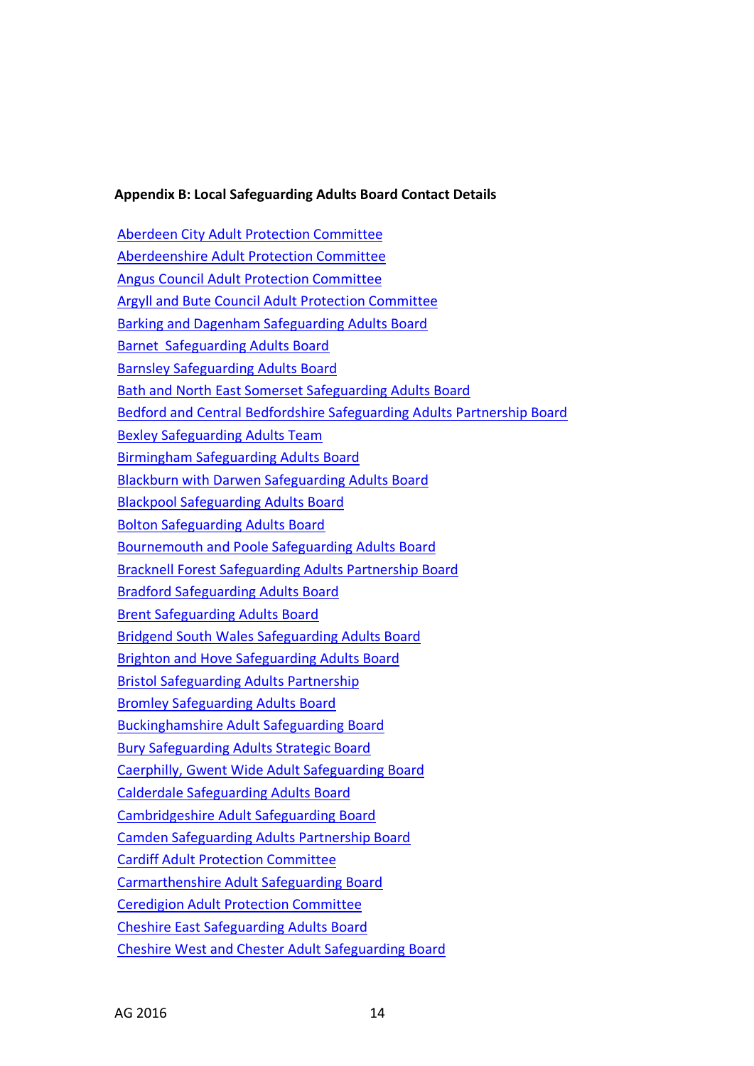**Appendix B: Local Safeguarding Adults Board Contact Details**

Aberdeen City Adult Protection Committee
Aberdeenshire Adult Protection Committee
Angus Council Adult Protection Committee
Argyll and Bute Council Adult Protection Committee
Barking and Dagenham Safeguarding Adults Board
Barnet Safeguarding Adults Board
Barnsley Safeguarding Adults Board
Bath and North East Somerset Safeguarding Adults Board
Bedford and Central Bedfordshire Safeguarding Adults Partnership Board
Bexley Safeguarding Adults Team
Birmingham Safeguarding Adults Board
Blackburn with Darwen Safeguarding Adults Board
Blackpool Safeguarding Adults Board
Bolton Safeguarding Adults Board
Bournemouth and Poole Safeguarding Adults Board
Bracknell Forest Safeguarding Adults Partnership Board
Bradford Safeguarding Adults Board
Brent Safeguarding Adults Board
Bridgend South Wales Safeguarding Adults Board
Brighton and Hove Safeguarding Adults Board
Bristol Safeguarding Adults Partnership
Bromley Safeguarding Adults Board
Buckinghamshire Adult Safeguarding Board
Bury Safeguarding Adults Strategic Board
Caerphilly, Gwent Wide Adult Safeguarding Board
Calderdale Safeguarding Adults Board
Cambridgeshire Adult Safeguarding Board
Camden Safeguarding Adults Partnership Board
Cardiff Adult Protection Committee
Carmarthenshire Adult Safeguarding Board
Ceredigion Adult Protection Committee
Cheshire East Safeguarding Adults Board
Cheshire West and Chester Adult Safeguarding Board

AG 2016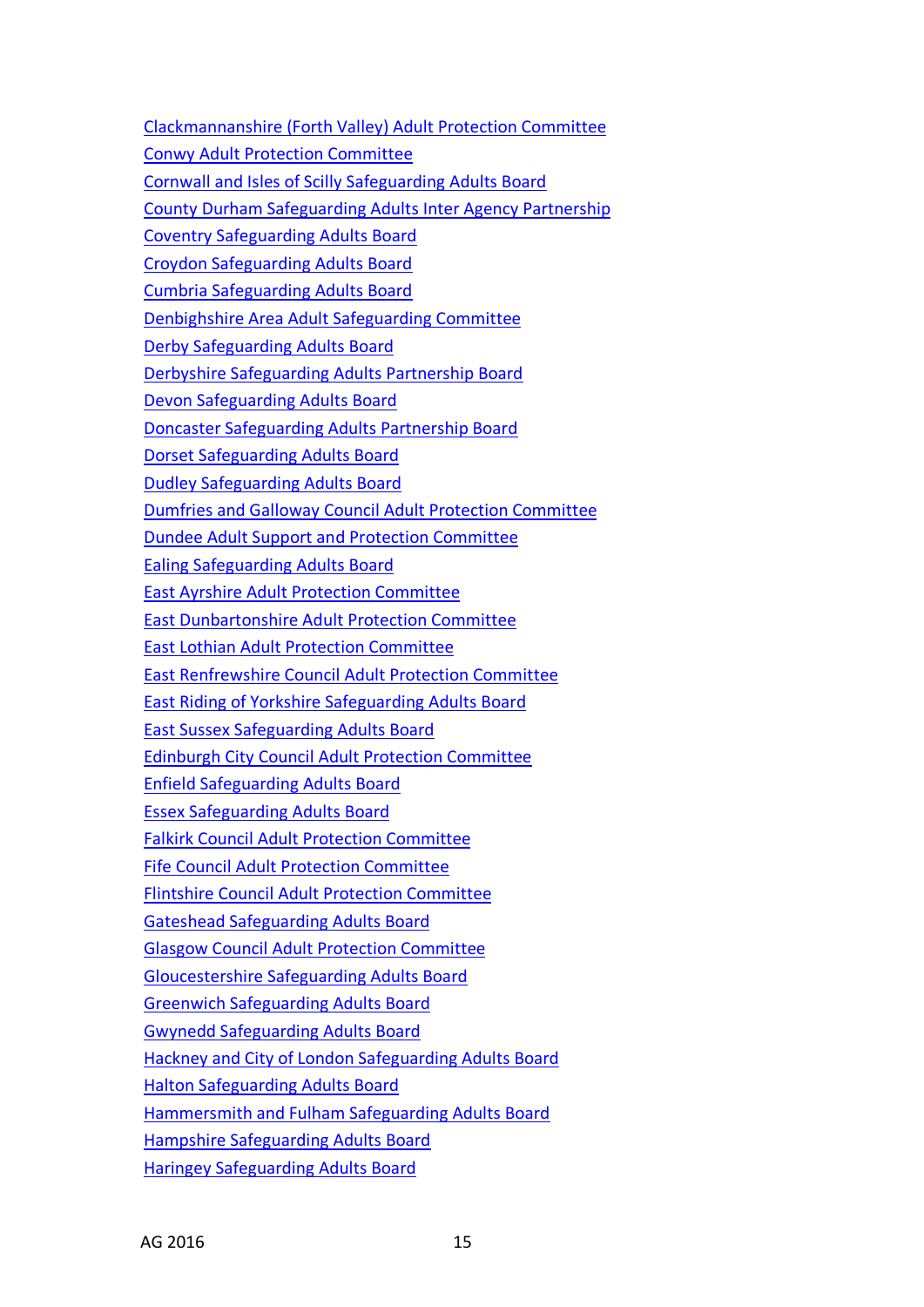Clackmannanshire (Forth Valley) Adult Protection Committee
Conwy Adult Protection Committee
Cornwall and Isles of Scilly Safeguarding Adults Board
County Durham Safeguarding Adults Inter Agency Partnership
Coventry Safeguarding Adults Board
Croydon Safeguarding Adults Board
Cumbria Safeguarding Adults Board
Denbighshire Area Adult Safeguarding Committee
Derby Safeguarding Adults Board
Derbyshire Safeguarding Adults Partnership Board
Devon Safeguarding Adults Board
Doncaster Safeguarding Adults Partnership Board
Dorset Safeguarding Adults Board
Dudley Safeguarding Adults Board
Dumfries and Galloway Council Adult Protection Committee
Dundee Adult Support and Protection Committee
Ealing Safeguarding Adults Board
East Ayrshire Adult Protection Committee
East Dunbartonshire Adult Protection Committee
East Lothian Adult Protection Committee
East Renfrewshire Council Adult Protection Committee
East Riding of Yorkshire Safeguarding Adults Board
East Sussex Safeguarding Adults Board
Edinburgh City Council Adult Protection Committee
Enfield Safeguarding Adults Board
Essex Safeguarding Adults Board
Falkirk Council Adult Protection Committee
Fife Council Adult Protection Committee
Flintshire Council Adult Protection Committee
Gateshead Safeguarding Adults Board
Glasgow Council Adult Protection Committee
Gloucestershire Safeguarding Adults Board
Greenwich Safeguarding Adults Board
Gwynedd Safeguarding Adults Board
Hackney and City of London Safeguarding Adults Board
Halton Safeguarding Adults Board
Hammersmith and Fulham Safeguarding Adults Board
Hampshire Safeguarding Adults Board
Haringey Safeguarding Adults Board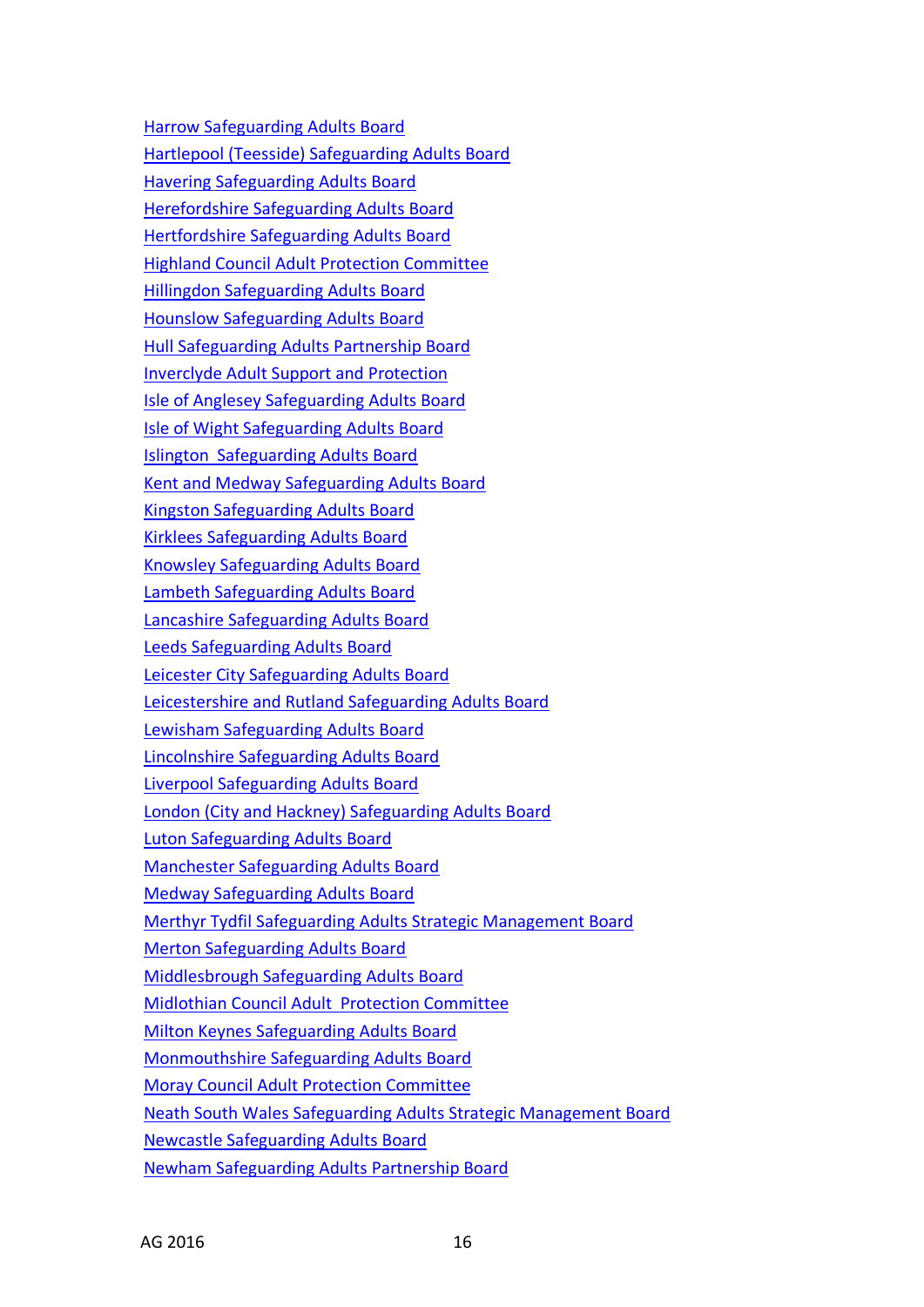Harrow Safeguarding Adults Board
Hartlepool (Teesside) Safeguarding Adults Board
Havering Safeguarding Adults Board
Herefordshire Safeguarding Adults Board
Hertfordshire Safeguarding Adults Board
Highland Council Adult Protection Committee
Hillingdon Safeguarding Adults Board
Hounslow Safeguarding Adults Board
Hull Safeguarding Adults Partnership Board
Inverclyde Adult Support and Protection
Isle of Anglesey Safeguarding Adults Board
Isle of Wight Safeguarding Adults Board
Islington Safeguarding Adults Board
Kent and Medway Safeguarding Adults Board
Kingston Safeguarding Adults Board
Kirklees Safeguarding Adults Board
Knowsley Safeguarding Adults Board
Lambeth Safeguarding Adults Board
Lancashire Safeguarding Adults Board
Leeds Safeguarding Adults Board
Leicester City Safeguarding Adults Board
Leicestershire and Rutland Safeguarding Adults Board
Lewisham Safeguarding Adults Board
Lincolnshire Safeguarding Adults Board
Liverpool Safeguarding Adults Board
London (City and Hackney) Safeguarding Adults Board
Luton Safeguarding Adults Board
Manchester Safeguarding Adults Board
Medway Safeguarding Adults Board
Merthyr Tydfil Safeguarding Adults Strategic Management Board
Merton Safeguarding Adults Board
Middlesbrough Safeguarding Adults Board
Midlothian Council Adult Protection Committee
Milton Keynes Safeguarding Adults Board
Monmouthshire Safeguarding Adults Board
Moray Council Adult Protection Committee
Neath South Wales Safeguarding Adults Strategic Management Board
Newcastle Safeguarding Adults Board
Newham Safeguarding Adults Partnership Board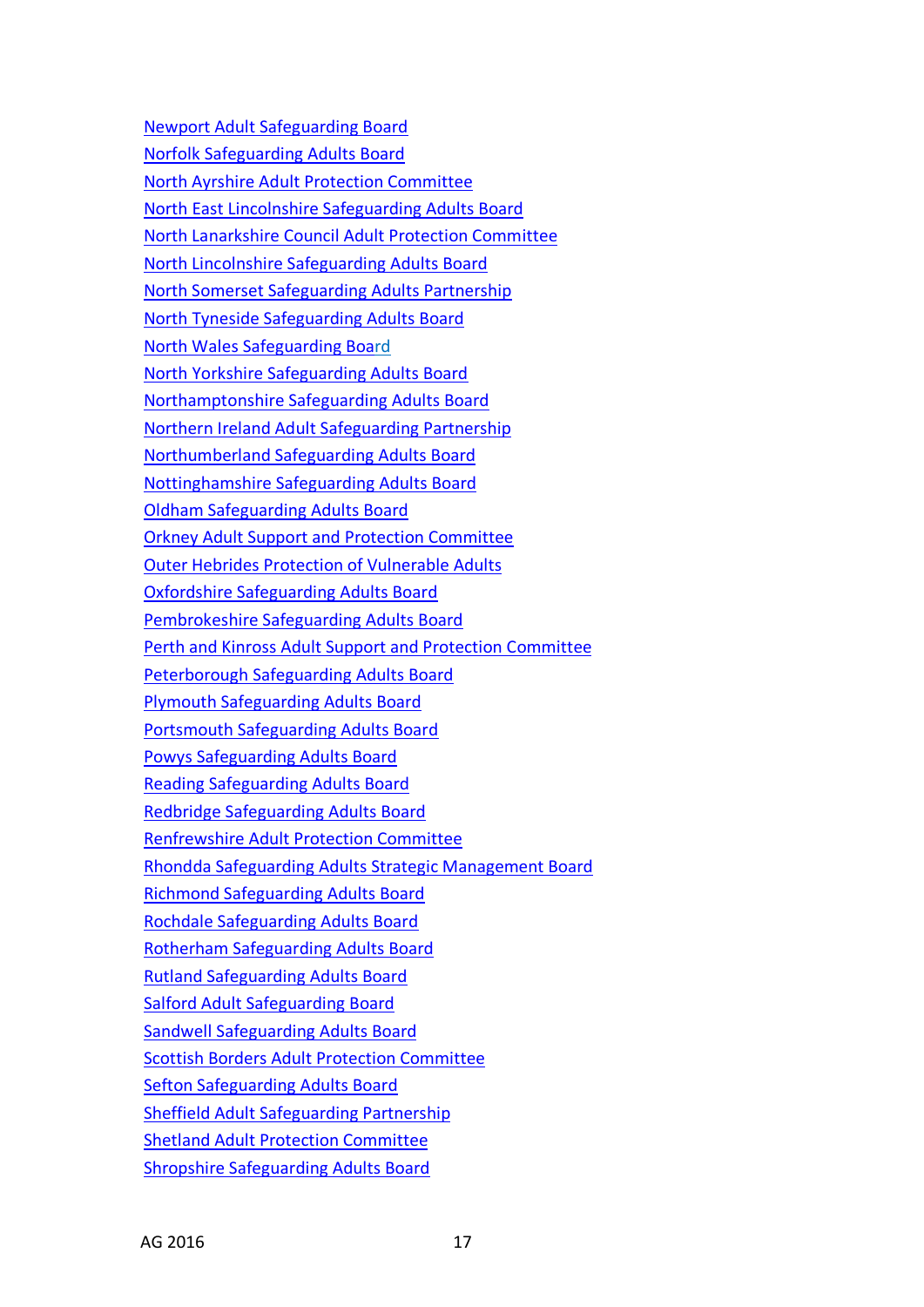Newport Adult Safeguarding Board
Norfolk Safeguarding Adults Board
North Ayrshire Adult Protection Committee
North East Lincolnshire Safeguarding Adults Board
North Lanarkshire Council Adult Protection Committee
North Lincolnshire Safeguarding Adults Board
North Somerset Safeguarding Adults Partnership
North Tyneside Safeguarding Adults Board
North Wales Safeguarding Board
North Yorkshire Safeguarding Adults Board
Northamptonshire Safeguarding Adults Board
Northern Ireland Adult Safeguarding Partnership
Northumberland Safeguarding Adults Board
Nottinghamshire Safeguarding Adults Board
Oldham Safeguarding Adults Board
Orkney Adult Support and Protection Committee
Outer Hebrides Protection of Vulnerable Adults
Oxfordshire Safeguarding Adults Board
Pembrokeshire Safeguarding Adults Board
Perth and Kinross Adult Support and Protection Committee
Peterborough Safeguarding Adults Board
Plymouth Safeguarding Adults Board
Portsmouth Safeguarding Adults Board
Powys Safeguarding Adults Board
Reading Safeguarding Adults Board
Redbridge Safeguarding Adults Board
Renfrewshire Adult Protection Committee
Rhondda Safeguarding Adults Strategic Management Board
Richmond Safeguarding Adults Board
Rochdale Safeguarding Adults Board
Rotherham Safeguarding Adults Board
Rutland Safeguarding Adults Board
Salford Adult Safeguarding Board
Sandwell Safeguarding Adults Board
Scottish Borders Adult Protection Committee
Sefton Safeguarding Adults Board
Sheffield Adult Safeguarding Partnership
Shetland Adult Protection Committee
Shropshire Safeguarding Adults Board

AG 2016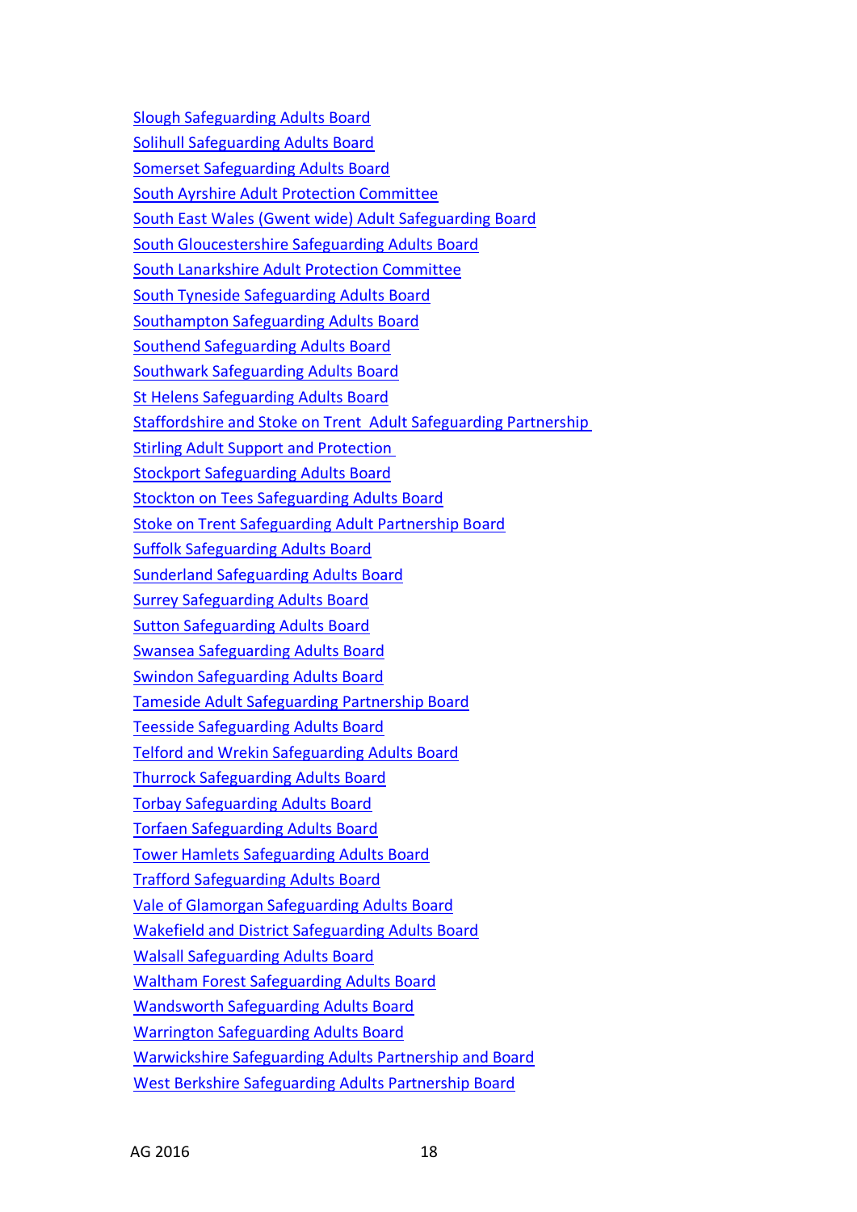Slough Safeguarding Adults Board
Solihull Safeguarding Adults Board
Somerset Safeguarding Adults Board
South Ayrshire Adult Protection Committee
South East Wales (Gwent wide) Adult Safeguarding Board
South Gloucestershire Safeguarding Adults Board
South Lanarkshire Adult Protection Committee
South Tyneside Safeguarding Adults Board
Southampton Safeguarding Adults Board
Southend Safeguarding Adults Board
Southwark Safeguarding Adults Board
St Helens Safeguarding Adults Board
Staffordshire and Stoke on Trent Adult Safeguarding Partnership
Stirling Adult Support and Protection
Stockport Safeguarding Adults Board
Stockton on Tees Safeguarding Adults Board
Stoke on Trent Safeguarding Adult Partnership Board
Suffolk Safeguarding Adults Board
Sunderland Safeguarding Adults Board
Surrey Safeguarding Adults Board
Sutton Safeguarding Adults Board
Swansea Safeguarding Adults Board
Swindon Safeguarding Adults Board
Tameside Adult Safeguarding Partnership Board
Teesside Safeguarding Adults Board
Telford and Wrekin Safeguarding Adults Board
Thurrock Safeguarding Adults Board
Torbay Safeguarding Adults Board
Torfaen Safeguarding Adults Board
Tower Hamlets Safeguarding Adults Board
Trafford Safeguarding Adults Board
Vale of Glamorgan Safeguarding Adults Board
Wakefield and District Safeguarding Adults Board
Walsall Safeguarding Adults Board
Waltham Forest Safeguarding Adults Board
Wandsworth Safeguarding Adults Board
Warrington Safeguarding Adults Board
Warwickshire Safeguarding Adults Partnership and Board
West Berkshire Safeguarding Adults Partnership Board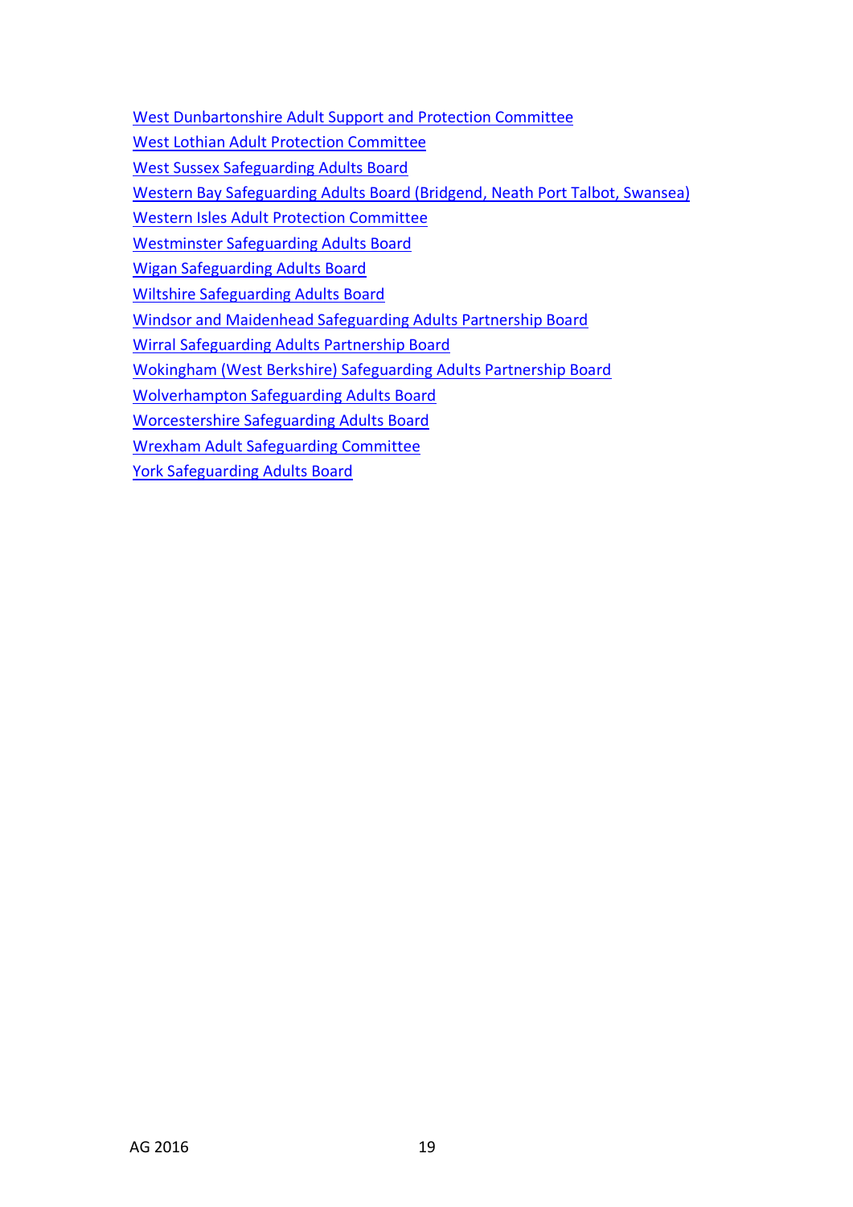West Dunbartonshire Adult Support and Protection Committee

West Lothian Adult Protection Committee

West Sussex Safeguarding Adults Board

Western Bay Safeguarding Adults Board (Bridgend, Neath Port Talbot, Swansea)

Western Isles Adult Protection Committee

Westminster Safeguarding Adults Board

Wigan Safeguarding Adults Board

Wiltshire Safeguarding Adults Board

Windsor and Maidenhead Safeguarding Adults Partnership Board

Wirral Safeguarding Adults Partnership Board

Wokingham (West Berkshire) Safeguarding Adults Partnership Board

Wolverhampton Safeguarding Adults Board

Worcestershire Safeguarding Adults Board

Wrexham Adult Safeguarding Committee

York Safeguarding Adults Board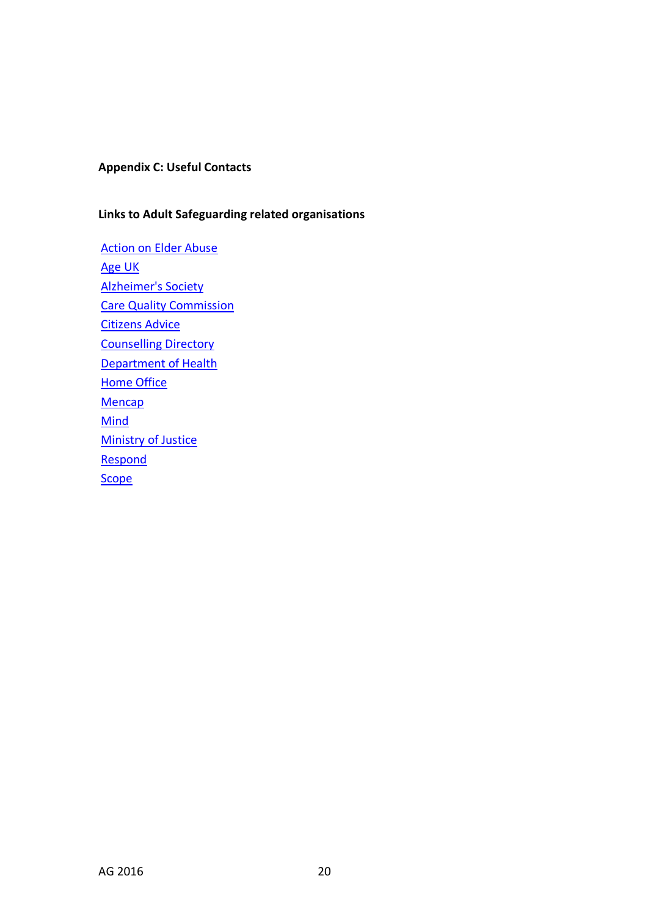## Appendix C: Useful Contacts

### Links to Adult Safeguarding related organisations

Action on Elder Abuse
Age UK
Alzheimer's Society
Care Quality Commission
Citizens Advice
Counselling Directory
Department of Health
Home Office
Mencap
Mind
Ministry of Justice
Respond
Scope